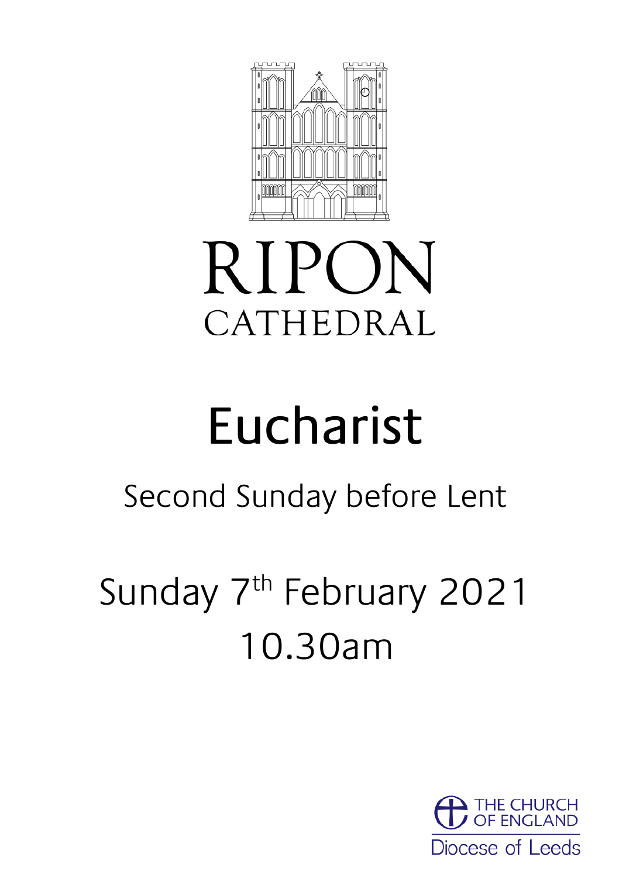RIPON

CATHEDRAL

# Eucharist

## Second Sunday before Lent

## Sunday 7th February 2021
## 10.30am

THE CHURCH OF ENGLAND

Diocese of Leeds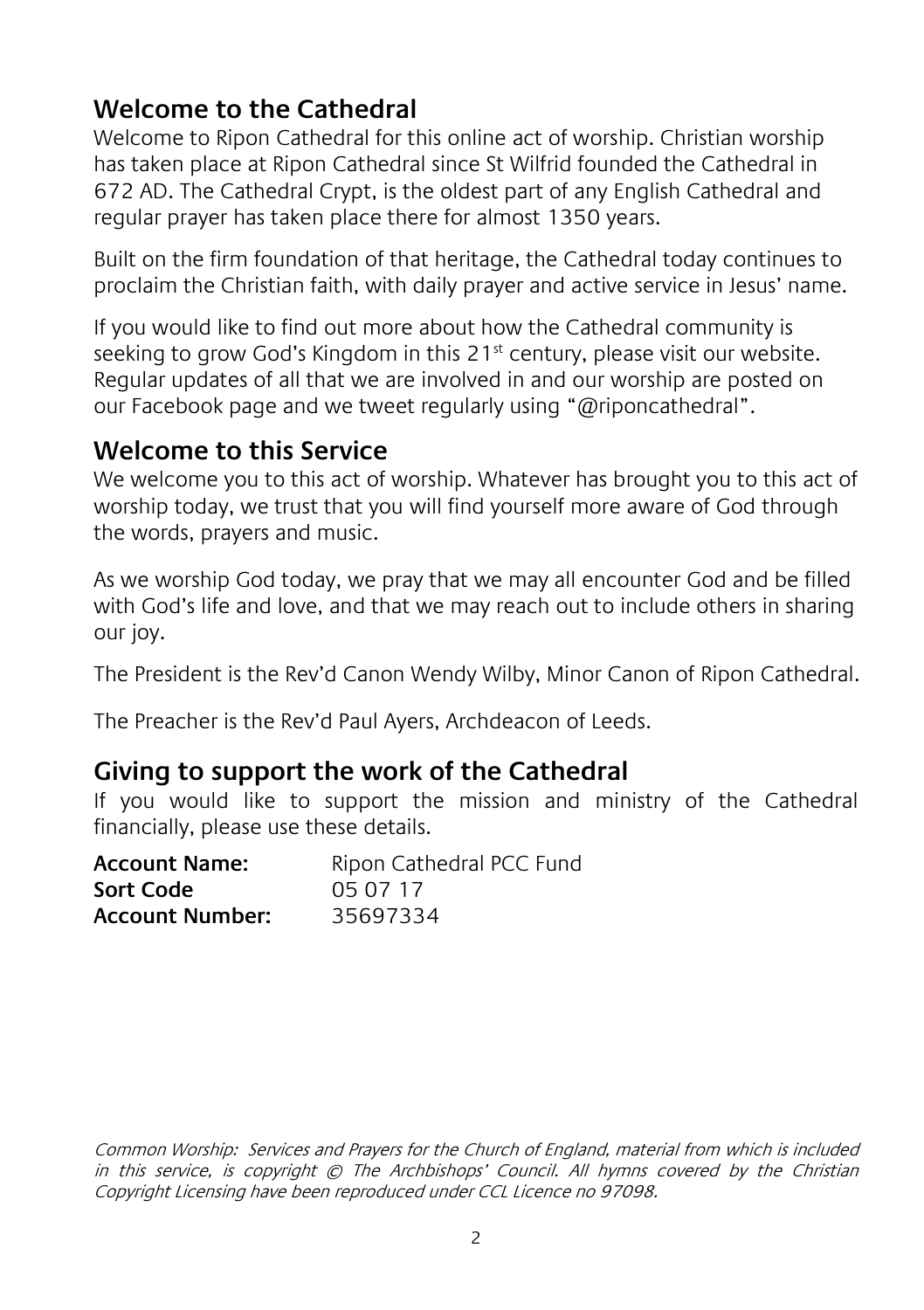## Welcome to the Cathedral

Welcome to Ripon Cathedral for this online act of worship. Christian worship has taken place at Ripon Cathedral since St Wilfrid founded the Cathedral in 672 AD. The Cathedral Crypt, is the oldest part of any English Cathedral and regular prayer has taken place there for almost 1350 years.

Built on the firm foundation of that heritage, the Cathedral today continues to proclaim the Christian faith, with daily prayer and active service in Jesus' name.

If you would like to find out more about how the Cathedral community is seeking to grow God's Kingdom in this 21st century, please visit our website. Regular updates of all that we are involved in and our worship are posted on our Facebook page and we tweet regularly using "@riponcathedral".

## Welcome to this Service

We welcome you to this act of worship. Whatever has brought you to this act of worship today, we trust that you will find yourself more aware of God through the words, prayers and music.

As we worship God today, we pray that we may all encounter God and be filled with God's life and love, and that we may reach out to include others in sharing our joy.

The President is the Rev'd Canon Wendy Wilby, Minor Canon of Ripon Cathedral.

The Preacher is the Rev'd Paul Ayers, Archdeacon of Leeds.

## Giving to support the work of the Cathedral

If you would like to support the mission and ministry of the Cathedral financially, please use these details.

| | |
|---|---|
| **Account Name:** | Ripon Cathedral PCC Fund |
| **Sort Code** | 05 07 17 |
| **Account Number:** | 35697334 |

*Common Worship: Services and Prayers for the Church of England, material from which is included in this service, is copyright © The Archbishops' Council. All hymns covered by the Christian Copyright Licensing have been reproduced under CCL Licence no 97098.*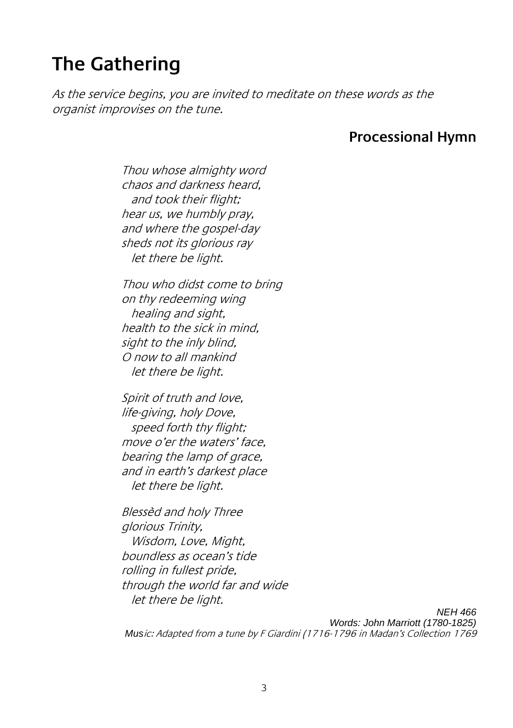# The Gathering

*As the service begins, you are invited to meditate on these words as the organist improvises on the tune.*

## Processional Hymn

*Thou whose almighty word*  
*chaos and darkness heard,*  
*and took their flight;*  
*hear us, we humbly pray,*  
*and where the gospel-day*  
*sheds not its glorious ray*  
*let there be light.*

*Thou who didst come to bring*  
*on thy redeeming wing*  
*healing and sight,*  
*health to the sick in mind,*  
*sight to the inly blind,*  
*O now to all mankind*  
*let there be light.*

*Spirit of truth and love,*  
*life-giving, holy Dove,*  
*speed forth thy flight;*  
*move o'er the waters' face,*  
*bearing the lamp of grace,*  
*and in earth's darkest place*  
*let there be light.*

*Blessèd and holy Three*  
*glorious Trinity,*  
*Wisdom, Love, Might,*  
*boundless as ocean's tide*  
*rolling in fullest pride,*  
*through the world far and wide*  
*let there be light.*

*NEH 466*  
*Words: John Marriott (1780-1825)*  
*Music: Adapted from a tune by F Giardini (1716-1796 in Madan's Collection 1769*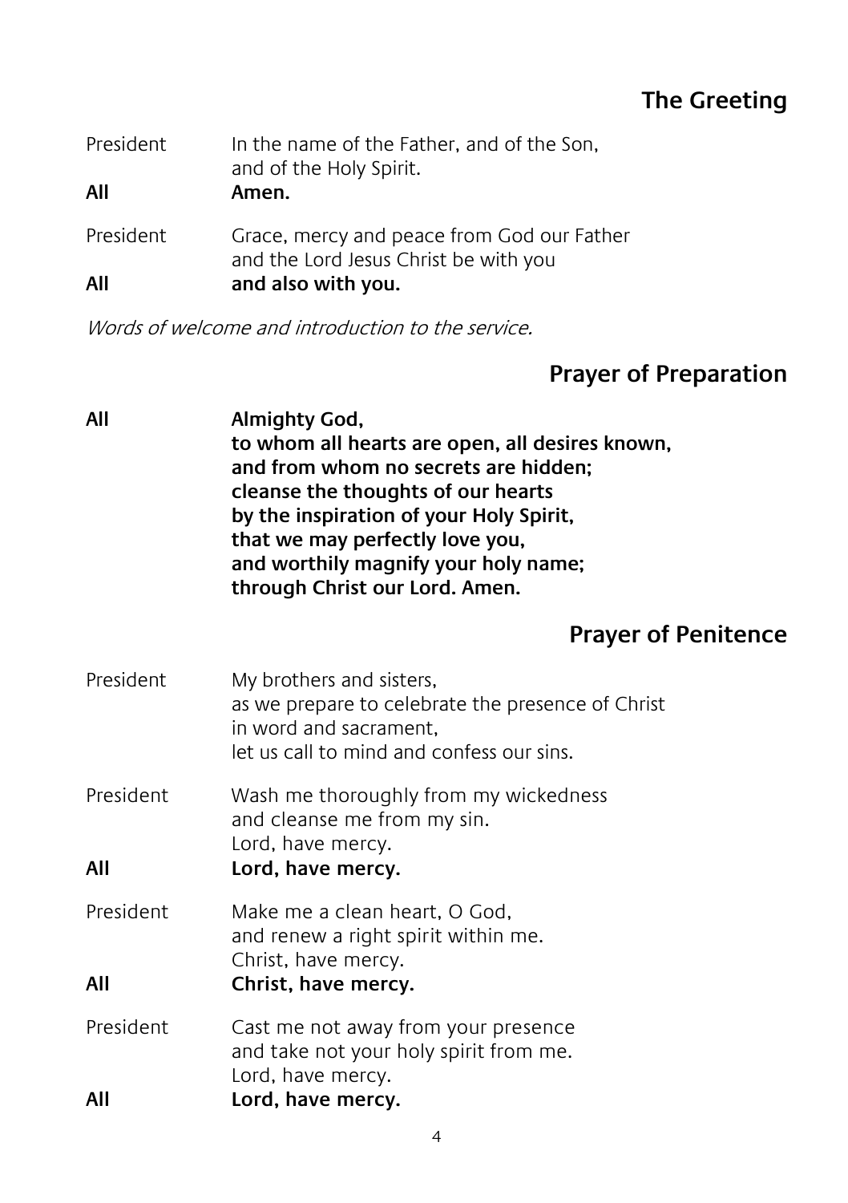## The Greeting

President In the name of the Father, and of the Son,
and of the Holy Spirit.
**All Amen.**

President Grace, mercy and peace from God our Father
and the Lord Jesus Christ be with you
**All and also with you.**

*Words of welcome and introduction to the service.*

## Prayer of Preparation

**All Almighty God,**
**to whom all hearts are open, all desires known,**
**and from whom no secrets are hidden;**
**cleanse the thoughts of our hearts**
**by the inspiration of your Holy Spirit,**
**that we may perfectly love you,**
**and worthily magnify your holy name;**
**through Christ our Lord. Amen.**

## Prayer of Penitence

President My brothers and sisters,
as we prepare to celebrate the presence of Christ
in word and sacrament,
let us call to mind and confess our sins.

President Wash me thoroughly from my wickedness
and cleanse me from my sin.
Lord, have mercy.
**All Lord, have mercy.**

President Make me a clean heart, O God,
and renew a right spirit within me.
Christ, have mercy.
**All Christ, have mercy.**

President Cast me not away from your presence
and take not your holy spirit from me.
Lord, have mercy.
**All Lord, have mercy.**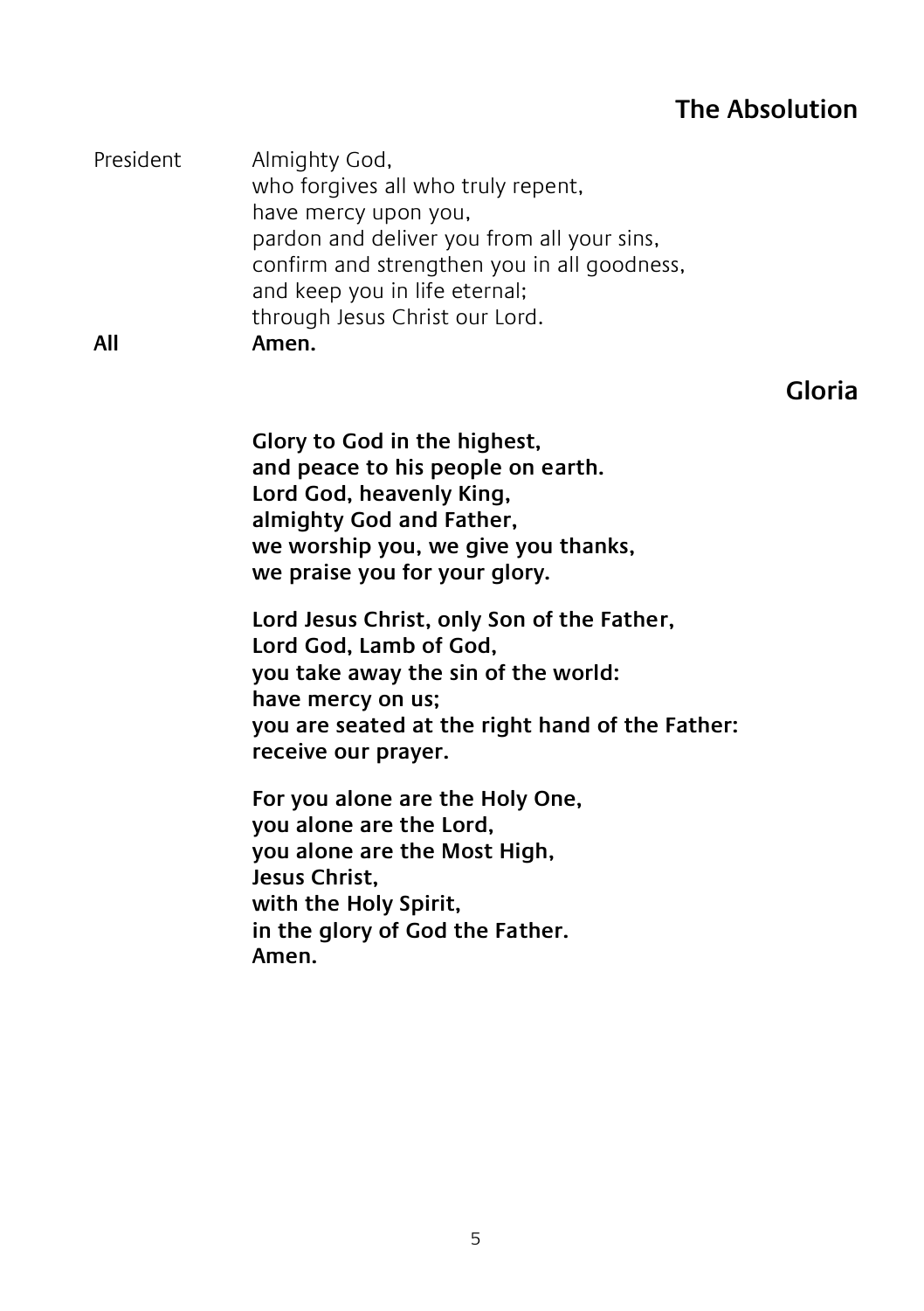## The Absolution

President Almighty God,
who forgives all who truly repent,
have mercy upon you,
pardon and deliver you from all your sins,
confirm and strengthen you in all goodness,
and keep you in life eternal;
through Jesus Christ our Lord.

**All** **Amen.**

## Gloria

**Glory to God in the highest,**
**and peace to his people on earth.**
**Lord God, heavenly King,**
**almighty God and Father,**
**we worship you, we give you thanks,**
**we praise you for your glory.**

**Lord Jesus Christ, only Son of the Father,**
**Lord God, Lamb of God,**
**you take away the sin of the world:**
**have mercy on us;**
**you are seated at the right hand of the Father:**
**receive our prayer.**

**For you alone are the Holy One,**
**you alone are the Lord,**
**you alone are the Most High,**
**Jesus Christ,**
**with the Holy Spirit,**
**in the glory of God the Father.**
**Amen.**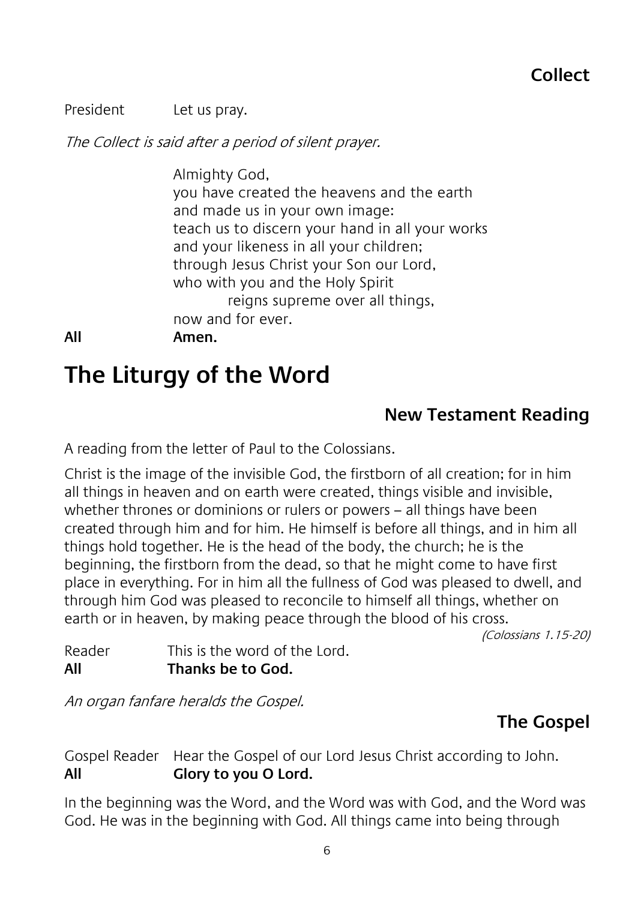### Collect

President Let us pray.

*The Collect is said after a period of silent prayer.*

Almighty God,
you have created the heavens and the earth
and made us in your own image:
teach us to discern your hand in all your works
and your likeness in all your children;
through Jesus Christ your Son our Lord,
who with you and the Holy Spirit
reigns supreme over all things,
now and for ever.

**All** **Amen.**

# The Liturgy of the Word

### New Testament Reading

A reading from the letter of Paul to the Colossians.

Christ is the image of the invisible God, the firstborn of all creation; for in him all things in heaven and on earth were created, things visible and invisible, whether thrones or dominions or rulers or powers – all things have been created through him and for him. He himself is before all things, and in him all things hold together. He is the head of the body, the church; he is the beginning, the firstborn from the dead, so that he might come to have first place in everything. For in him all the fullness of God was pleased to dwell, and through him God was pleased to reconcile to himself all things, whether on earth or in heaven, by making peace through the blood of his cross.

*(Colossians 1.15-20)*

Reader This is the word of the Lord.
**All** **Thanks be to God.**

*An organ fanfare heralds the Gospel.*

### The Gospel

Gospel Reader Hear the Gospel of our Lord Jesus Christ according to John.
**All** **Glory to you O Lord.**

In the beginning was the Word, and the Word was with God, and the Word was God. He was in the beginning with God. All things came into being through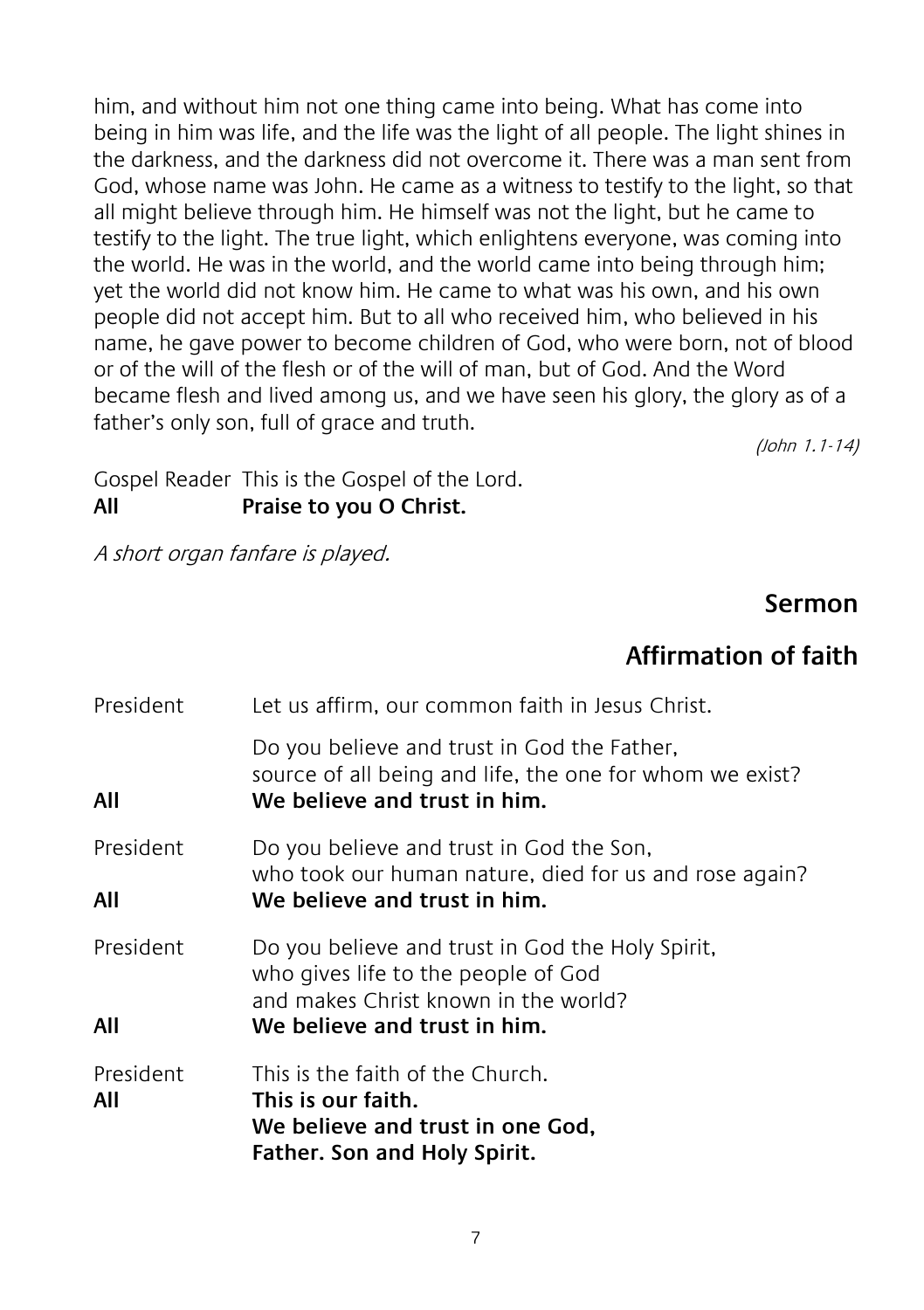him, and without him not one thing came into being. What has come into being in him was life, and the life was the light of all people. The light shines in the darkness, and the darkness did not overcome it. There was a man sent from God, whose name was John. He came as a witness to testify to the light, so that all might believe through him. He himself was not the light, but he came to testify to the light. The true light, which enlightens everyone, was coming into the world. He was in the world, and the world came into being through him; yet the world did not know him. He came to what was his own, and his own people did not accept him. But to all who received him, who believed in his name, he gave power to become children of God, who were born, not of blood or of the will of the flesh or of the will of man, but of God. And the Word became flesh and lived among us, and we have seen his glory, the glory as of a father's only son, full of grace and truth.

*(John 1.1-14)*

Gospel Reader This is the Gospel of the Lord.
**All Praise to you O Christ.**

*A short organ fanfare is played.*

## Sermon

## Affirmation of faith

President Let us affirm, our common faith in Jesus Christ.

Do you believe and trust in God the Father,
source of all being and life, the one for whom we exist?
**All We believe and trust in him.**

President Do you believe and trust in God the Son,
who took our human nature, died for us and rose again?
**All We believe and trust in him.**

President Do you believe and trust in God the Holy Spirit,
who gives life to the people of God
and makes Christ known in the world?
**All We believe and trust in him.**

President This is the faith of the Church.
**All This is our faith.**
**We believe and trust in one God,**
**Father. Son and Holy Spirit.**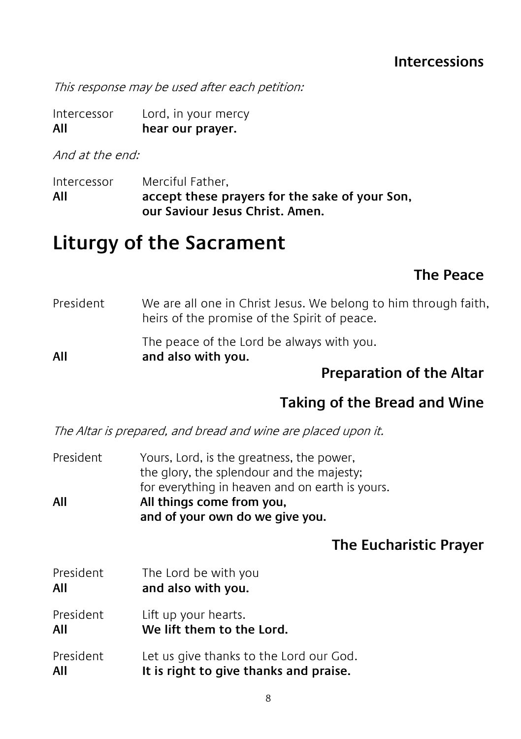### Intercessions

*This response may be used after each petition:*

Intercessor  Lord, in your mercy
**All**  **hear our prayer.**

*And at the end:*

Intercessor  Merciful Father,
**All**  **accept these prayers for the sake of your Son, our Saviour Jesus Christ. Amen.**

# Liturgy of the Sacrament

### The Peace

President  We are all one in Christ Jesus. We belong to him through faith, heirs of the promise of the Spirit of peace.

The peace of the Lord be always with you.
**All**  **and also with you.**

### Preparation of the Altar

### Taking of the Bread and Wine

*The Altar is prepared, and bread and wine are placed upon it.*

President  Yours, Lord, is the greatness, the power,
the glory, the splendour and the majesty;
for everything in heaven and on earth is yours.
**All**  **All things come from you,**
**and of your own do we give you.**

### The Eucharistic Prayer

President  The Lord be with you
**All**  **and also with you.**

President  Lift up your hearts.
**All**  **We lift them to the Lord.**

President  Let us give thanks to the Lord our God.
**All**  **It is right to give thanks and praise.**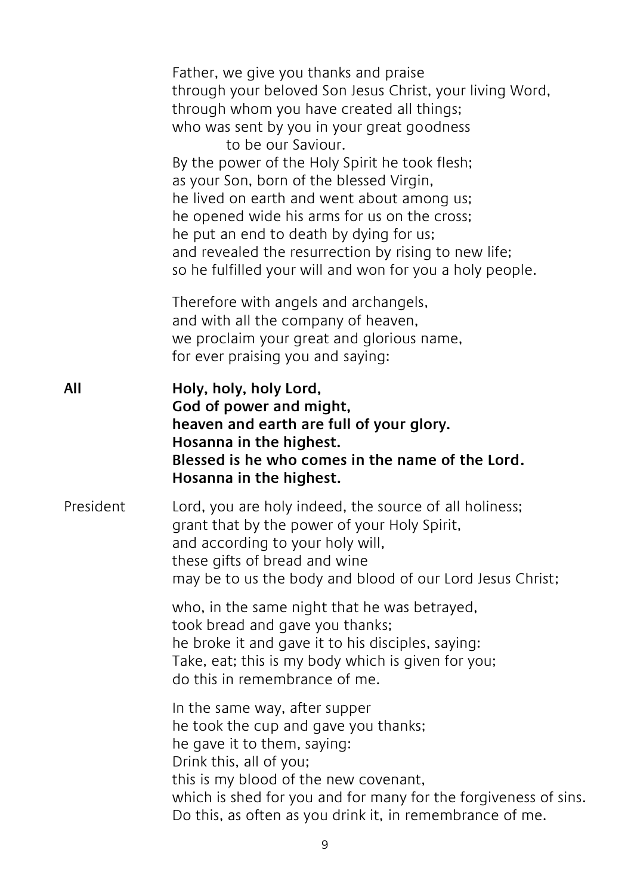Father, we give you thanks and praise
through your beloved Son Jesus Christ, your living Word,
through whom you have created all things;
who was sent by you in your great goodness
to be our Saviour.
By the power of the Holy Spirit he took flesh;
as your Son, born of the blessed Virgin,
he lived on earth and went about among us;
he opened wide his arms for us on the cross;
he put an end to death by dying for us;
and revealed the resurrection by rising to new life;
so he fulfilled your will and won for you a holy people.

Therefore with angels and archangels,
and with all the company of heaven,
we proclaim your great and glorious name,
for ever praising you and saying:

**All** **Holy, holy, holy Lord,
God of power and might,
heaven and earth are full of your glory.
Hosanna in the highest.
Blessed is he who comes in the name of the Lord.
Hosanna in the highest.**

President Lord, you are holy indeed, the source of all holiness;
grant that by the power of your Holy Spirit,
and according to your holy will,
these gifts of bread and wine
may be to us the body and blood of our Lord Jesus Christ;

who, in the same night that he was betrayed,
took bread and gave you thanks;
he broke it and gave it to his disciples, saying:
Take, eat; this is my body which is given for you;
do this in remembrance of me.

In the same way, after supper
he took the cup and gave you thanks;
he gave it to them, saying:
Drink this, all of you;
this is my blood of the new covenant,
which is shed for you and for many for the forgiveness of sins.
Do this, as often as you drink it, in remembrance of me.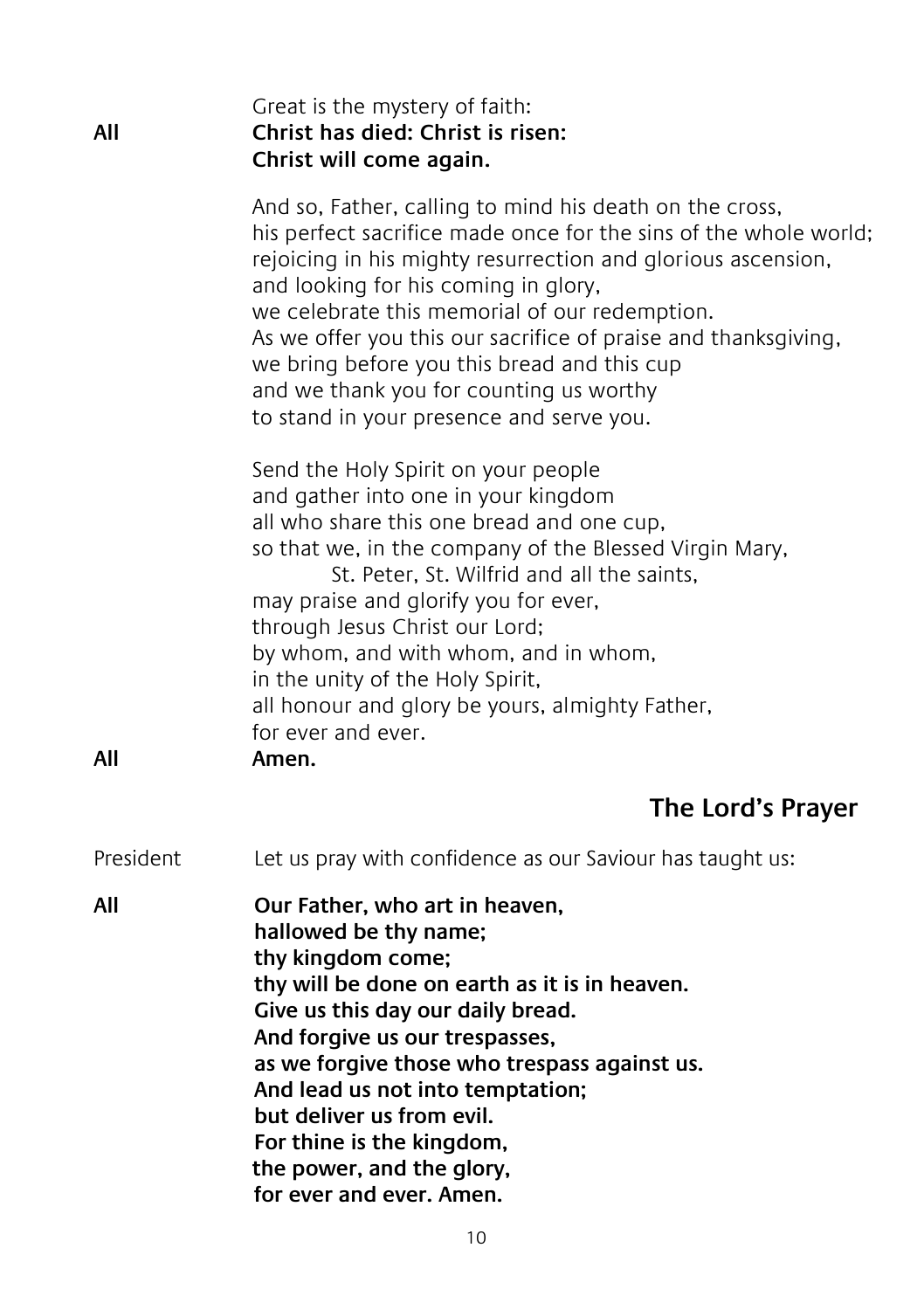Great is the mystery of faith:

**All** **Christ has died: Christ is risen:**
**Christ will come again.**

And so, Father, calling to mind his death on the cross,
his perfect sacrifice made once for the sins of the whole world;
rejoicing in his mighty resurrection and glorious ascension,
and looking for his coming in glory,
we celebrate this memorial of our redemption.
As we offer you this our sacrifice of praise and thanksgiving,
we bring before you this bread and this cup
and we thank you for counting us worthy
to stand in your presence and serve you.

Send the Holy Spirit on your people
and gather into one in your kingdom
all who share this one bread and one cup,
so that we, in the company of the Blessed Virgin Mary,
St. Peter, St. Wilfrid and all the saints,
may praise and glorify you for ever,
through Jesus Christ our Lord;
by whom, and with whom, and in whom,
in the unity of the Holy Spirit,
all honour and glory be yours, almighty Father,
for ever and ever.

**All** **Amen.**

## The Lord's Prayer

President Let us pray with confidence as our Saviour has taught us:

**All** **Our Father, who art in heaven,**
**hallowed be thy name;**
**thy kingdom come;**
**thy will be done on earth as it is in heaven.**
**Give us this day our daily bread.**
**And forgive us our trespasses,**
**as we forgive those who trespass against us.**
**And lead us not into temptation;**
**but deliver us from evil.**
**For thine is the kingdom,**
**the power, and the glory,**
**for ever and ever. Amen.**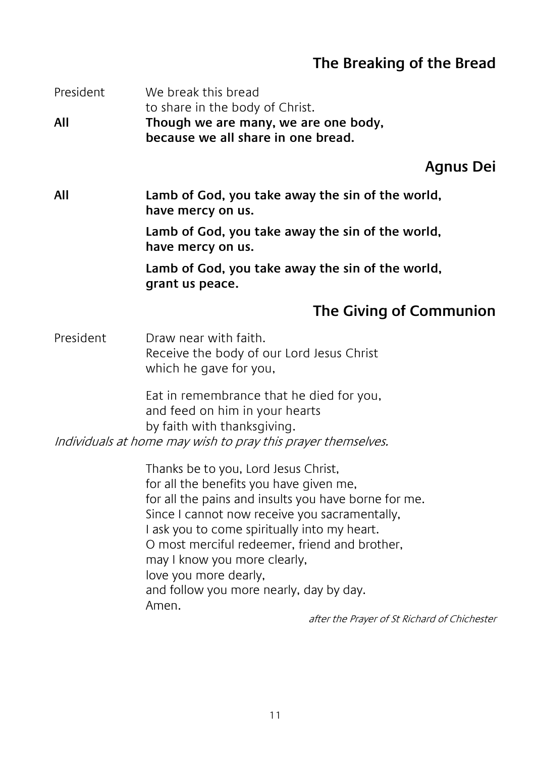## The Breaking of the Bread

President We break this bread
to share in the body of Christ.

**All Though we are many, we are one body,
because we all share in one bread.**

## Agnus Dei

**All Lamb of God, you take away the sin of the world,
have mercy on us.**

**Lamb of God, you take away the sin of the world,
have mercy on us.**

**Lamb of God, you take away the sin of the world,
grant us peace.**

## The Giving of Communion

President Draw near with faith.
Receive the body of our Lord Jesus Christ
which he gave for you,

Eat in remembrance that he died for you,
and feed on him in your hearts
by faith with thanksgiving.

*Individuals at home may wish to pray this prayer themselves.*

Thanks be to you, Lord Jesus Christ,
for all the benefits you have given me,
for all the pains and insults you have borne for me.
Since I cannot now receive you sacramentally,
I ask you to come spiritually into my heart.
O most merciful redeemer, friend and brother,
may I know you more clearly,
love you more dearly,
and follow you more nearly, day by day.
Amen.

*after the Prayer of St Richard of Chichester*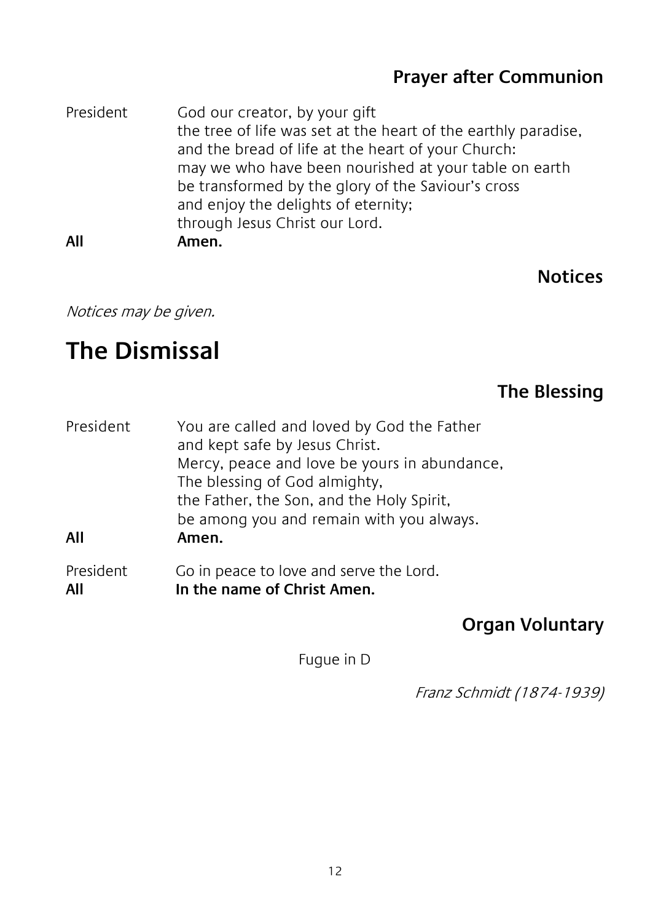### Prayer after Communion

President God our creator, by your gift
the tree of life was set at the heart of the earthly paradise,
and the bread of life at the heart of your Church:
may we who have been nourished at your table on earth
be transformed by the glory of the Saviour's cross
and enjoy the delights of eternity;
through Jesus Christ our Lord.

**All Amen.**

### Notices

*Notices may be given.*

## The Dismissal

### The Blessing

President You are called and loved by God the Father
and kept safe by Jesus Christ.
Mercy, peace and love be yours in abundance,
The blessing of God almighty,
the Father, the Son, and the Holy Spirit,
be among you and remain with you always.

**All Amen.**

President Go in peace to love and serve the Lord.

**All In the name of Christ Amen.**

### Organ Voluntary

Fugue in D

*Franz Schmidt (1874-1939)*